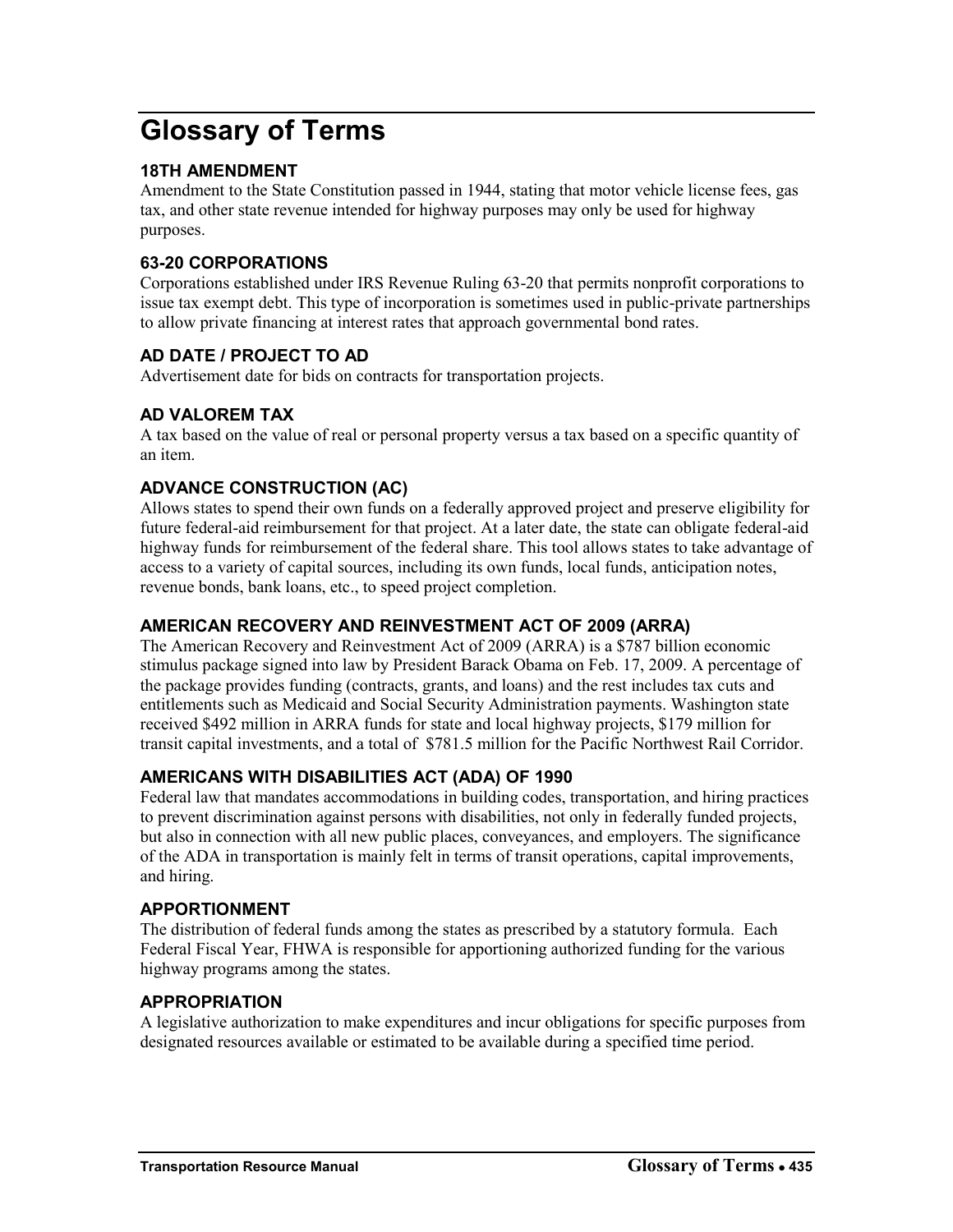# Glossary of Terms

### 18TH AMENDMENT

Amendment to the State Constitution passed in 1944, stating that motor vehicle license fees, gas tax, and other state revenue intended for highway purposes may only be used for highway purposes.

### 63-20 CORPORATIONS

Corporations established under IRS Revenue Ruling 63-20 that permits nonprofit corporations to issue tax exempt debt. This type of incorporation is sometimes used in public-private partnerships to allow private financing at interest rates that approach governmental bond rates.

### AD DATE / PROJECT TO AD

Advertisement date for bids on contracts for transportation projects.

### AD VALOREM TAX

A tax based on the value of real or personal property versus a tax based on a specific quantity of an item.

### ADVANCE CONSTRUCTION (AC)

Allows states to spend their own funds on a federally approved project and preserve eligibility for future federal-aid reimbursement for that project. At a later date, the state can obligate federal-aid highway funds for reimbursement of the federal share. This tool allows states to take advantage of access to a variety of capital sources, including its own funds, local funds, anticipation notes, revenue bonds, bank loans, etc., to speed project completion.

### AMERICAN RECOVERY AND REINVESTMENT ACT OF 2009 (ARRA)

The American Recovery and Reinvestment Act of 2009 (ARRA) is a $787 billion economic stimulus package signed into law by President Barack Obama on Feb. 17, 2009. A percentage of the package provides funding (contracts, grants, and loans) and the rest includes tax cuts and entitlements such as Medicaid and Social Security Administration payments. Washington state received $492 million in ARRA funds for state and local highway projects, $179 million for transit capital investments, and a total of $781.5 million for the Pacific Northwest Rail Corridor.

### AMERICANS WITH DISABILITIES ACT (ADA) OF 1990

Federal law that mandates accommodations in building codes, transportation, and hiring practices to prevent discrimination against persons with disabilities, not only in federally funded projects, but also in connection with all new public places, conveyances, and employers. The significance of the ADA in transportation is mainly felt in terms of transit operations, capital improvements, and hiring.

### APPORTIONMENT

The distribution of federal funds among the states as prescribed by a statutory formula. Each Federal Fiscal Year, FHWA is responsible for apportioning authorized funding for the various highway programs among the states.

### APPROPRIATION

A legislative authorization to make expenditures and incur obligations for specific purposes from designated resources available or estimated to be available during a specified time period.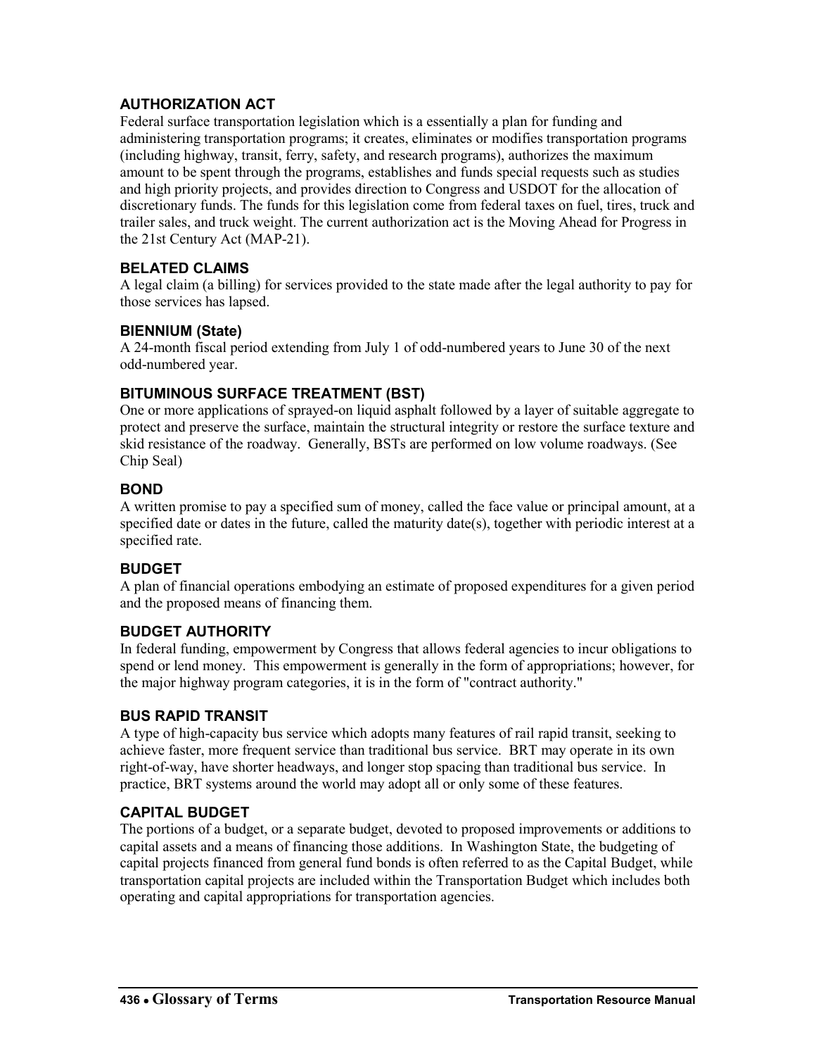### AUTHORIZATION ACT

Federal surface transportation legislation which is a essentially a plan for funding and administering transportation programs; it creates, eliminates or modifies transportation programs (including highway, transit, ferry, safety, and research programs), authorizes the maximum amount to be spent through the programs, establishes and funds special requests such as studies and high priority projects, and provides direction to Congress and USDOT for the allocation of discretionary funds. The funds for this legislation come from federal taxes on fuel, tires, truck and trailer sales, and truck weight. The current authorization act is the Moving Ahead for Progress in the 21st Century Act (MAP-21).

### BELATED CLAIMS

A legal claim (a billing) for services provided to the state made after the legal authority to pay for those services has lapsed.

### BIENNIUM (State)

A 24-month fiscal period extending from July 1 of odd-numbered years to June 30 of the next odd-numbered year.

### BITUMINOUS SURFACE TREATMENT (BST)

One or more applications of sprayed-on liquid asphalt followed by a layer of suitable aggregate to protect and preserve the surface, maintain the structural integrity or restore the surface texture and skid resistance of the roadway. Generally, BSTs are performed on low volume roadways. (See Chip Seal)

### BOND

A written promise to pay a specified sum of money, called the face value or principal amount, at a specified date or dates in the future, called the maturity date(s), together with periodic interest at a specified rate.

### BUDGET

A plan of financial operations embodying an estimate of proposed expenditures for a given period and the proposed means of financing them.

### BUDGET AUTHORITY

In federal funding, empowerment by Congress that allows federal agencies to incur obligations to spend or lend money. This empowerment is generally in the form of appropriations; however, for the major highway program categories, it is in the form of "contract authority."

### BUS RAPID TRANSIT

A type of high-capacity bus service which adopts many features of rail rapid transit, seeking to achieve faster, more frequent service than traditional bus service. BRT may operate in its own right-of-way, have shorter headways, and longer stop spacing than traditional bus service. In practice, BRT systems around the world may adopt all or only some of these features.

### CAPITAL BUDGET

The portions of a budget, or a separate budget, devoted to proposed improvements or additions to capital assets and a means of financing those additions. In Washington State, the budgeting of capital projects financed from general fund bonds is often referred to as the Capital Budget, while transportation capital projects are included within the Transportation Budget which includes both operating and capital appropriations for transportation agencies.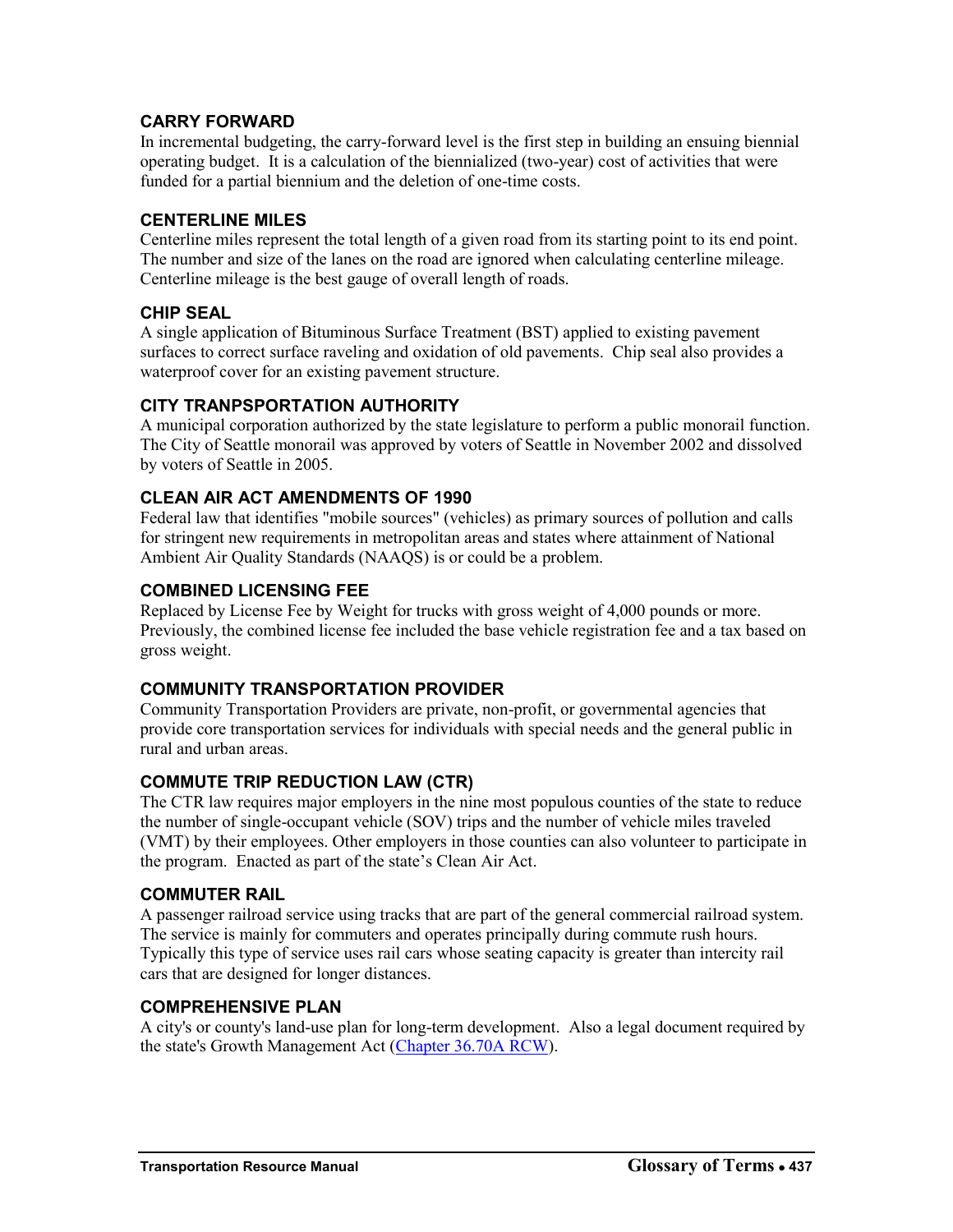### CARRY FORWARD

In incremental budgeting, the carry-forward level is the first step in building an ensuing biennial operating budget. It is a calculation of the biennialized (two-year) cost of activities that were funded for a partial biennium and the deletion of one-time costs.

### CENTERLINE MILES

Centerline miles represent the total length of a given road from its starting point to its end point. The number and size of the lanes on the road are ignored when calculating centerline mileage. Centerline mileage is the best gauge of overall length of roads.

### CHIP SEAL

A single application of Bituminous Surface Treatment (BST) applied to existing pavement surfaces to correct surface raveling and oxidation of old pavements. Chip seal also provides a waterproof cover for an existing pavement structure.

### CITY TRANPSPORTATION AUTHORITY

A municipal corporation authorized by the state legislature to perform a public monorail function. The City of Seattle monorail was approved by voters of Seattle in November 2002 and dissolved by voters of Seattle in 2005.

### CLEAN AIR ACT AMENDMENTS OF 1990

Federal law that identifies "mobile sources" (vehicles) as primary sources of pollution and calls for stringent new requirements in metropolitan areas and states where attainment of National Ambient Air Quality Standards (NAAQS) is or could be a problem.

### COMBINED LICENSING FEE

Replaced by License Fee by Weight for trucks with gross weight of 4,000 pounds or more. Previously, the combined license fee included the base vehicle registration fee and a tax based on gross weight.

### COMMUNITY TRANSPORTATION PROVIDER

Community Transportation Providers are private, non-profit, or governmental agencies that provide core transportation services for individuals with special needs and the general public in rural and urban areas.

### COMMUTE TRIP REDUCTION LAW (CTR)

The CTR law requires major employers in the nine most populous counties of the state to reduce the number of single-occupant vehicle (SOV) trips and the number of vehicle miles traveled (VMT) by their employees. Other employers in those counties can also volunteer to participate in the program. Enacted as part of the state's Clean Air Act.

### COMMUTER RAIL

A passenger railroad service using tracks that are part of the general commercial railroad system. The service is mainly for commuters and operates principally during commute rush hours. Typically this type of service uses rail cars whose seating capacity is greater than intercity rail cars that are designed for longer distances.

### COMPREHENSIVE PLAN

A city's or county's land-use plan for long-term development. Also a legal document required by the state's Growth Management Act (Chapter 36.70A RCW).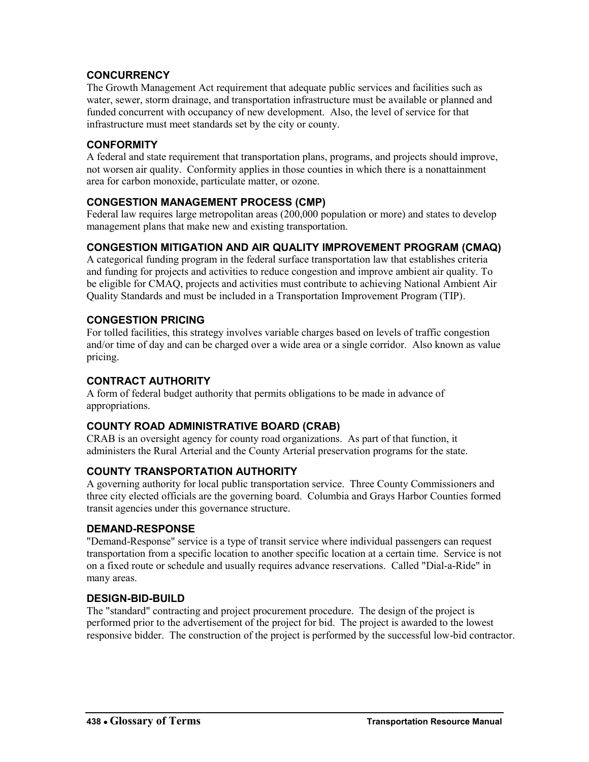### CONCURRENCY

The Growth Management Act requirement that adequate public services and facilities such as water, sewer, storm drainage, and transportation infrastructure must be available or planned and funded concurrent with occupancy of new development. Also, the level of service for that infrastructure must meet standards set by the city or county.

### CONFORMITY

A federal and state requirement that transportation plans, programs, and projects should improve, not worsen air quality. Conformity applies in those counties in which there is a nonattainment area for carbon monoxide, particulate matter, or ozone.

### CONGESTION MANAGEMENT PROCESS (CMP)

Federal law requires large metropolitan areas (200,000 population or more) and states to develop management plans that make new and existing transportation.

### CONGESTION MITIGATION AND AIR QUALITY IMPROVEMENT PROGRAM (CMAQ)

A categorical funding program in the federal surface transportation law that establishes criteria and funding for projects and activities to reduce congestion and improve ambient air quality. To be eligible for CMAQ, projects and activities must contribute to achieving National Ambient Air Quality Standards and must be included in a Transportation Improvement Program (TIP).

### CONGESTION PRICING

For tolled facilities, this strategy involves variable charges based on levels of traffic congestion and/or time of day and can be charged over a wide area or a single corridor. Also known as value pricing.

### CONTRACT AUTHORITY

A form of federal budget authority that permits obligations to be made in advance of appropriations.

### COUNTY ROAD ADMINISTRATIVE BOARD (CRAB)

CRAB is an oversight agency for county road organizations. As part of that function, it administers the Rural Arterial and the County Arterial preservation programs for the state.

### COUNTY TRANSPORTATION AUTHORITY

A governing authority for local public transportation service. Three County Commissioners and three city elected officials are the governing board. Columbia and Grays Harbor Counties formed transit agencies under this governance structure.

### DEMAND-RESPONSE

"Demand-Response" service is a type of transit service where individual passengers can request transportation from a specific location to another specific location at a certain time. Service is not on a fixed route or schedule and usually requires advance reservations. Called "Dial-a-Ride" in many areas.

### DESIGN-BID-BUILD

The "standard" contracting and project procurement procedure. The design of the project is performed prior to the advertisement of the project for bid. The project is awarded to the lowest responsive bidder. The construction of the project is performed by the successful low-bid contractor.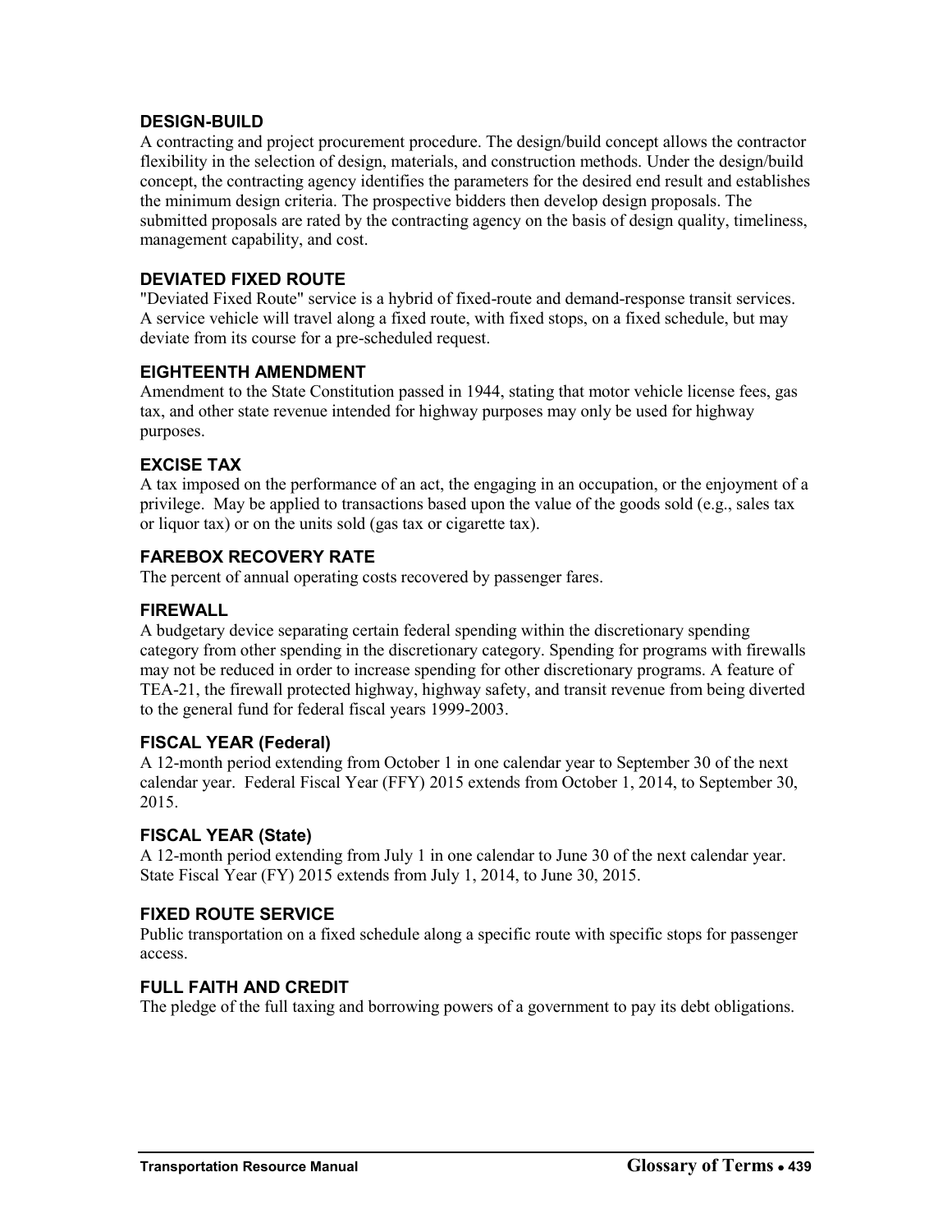### DESIGN-BUILD

A contracting and project procurement procedure. The design/build concept allows the contractor flexibility in the selection of design, materials, and construction methods. Under the design/build concept, the contracting agency identifies the parameters for the desired end result and establishes the minimum design criteria. The prospective bidders then develop design proposals. The submitted proposals are rated by the contracting agency on the basis of design quality, timeliness, management capability, and cost.

### DEVIATED FIXED ROUTE

"Deviated Fixed Route" service is a hybrid of fixed-route and demand-response transit services. A service vehicle will travel along a fixed route, with fixed stops, on a fixed schedule, but may deviate from its course for a pre-scheduled request.

### EIGHTEENTH AMENDMENT

Amendment to the State Constitution passed in 1944, stating that motor vehicle license fees, gas tax, and other state revenue intended for highway purposes may only be used for highway purposes.

### EXCISE TAX

A tax imposed on the performance of an act, the engaging in an occupation, or the enjoyment of a privilege. May be applied to transactions based upon the value of the goods sold (e.g., sales tax or liquor tax) or on the units sold (gas tax or cigarette tax).

### FAREBOX RECOVERY RATE

The percent of annual operating costs recovered by passenger fares.

### FIREWALL

A budgetary device separating certain federal spending within the discretionary spending category from other spending in the discretionary category. Spending for programs with firewalls may not be reduced in order to increase spending for other discretionary programs. A feature of TEA-21, the firewall protected highway, highway safety, and transit revenue from being diverted to the general fund for federal fiscal years 1999-2003.

### FISCAL YEAR (Federal)

A 12-month period extending from October 1 in one calendar year to September 30 of the next calendar year. Federal Fiscal Year (FFY) 2015 extends from October 1, 2014, to September 30, 2015.

### FISCAL YEAR (State)

A 12-month period extending from July 1 in one calendar to June 30 of the next calendar year. State Fiscal Year (FY) 2015 extends from July 1, 2014, to June 30, 2015.

### FIXED ROUTE SERVICE

Public transportation on a fixed schedule along a specific route with specific stops for passenger access.

### FULL FAITH AND CREDIT

The pledge of the full taxing and borrowing powers of a government to pay its debt obligations.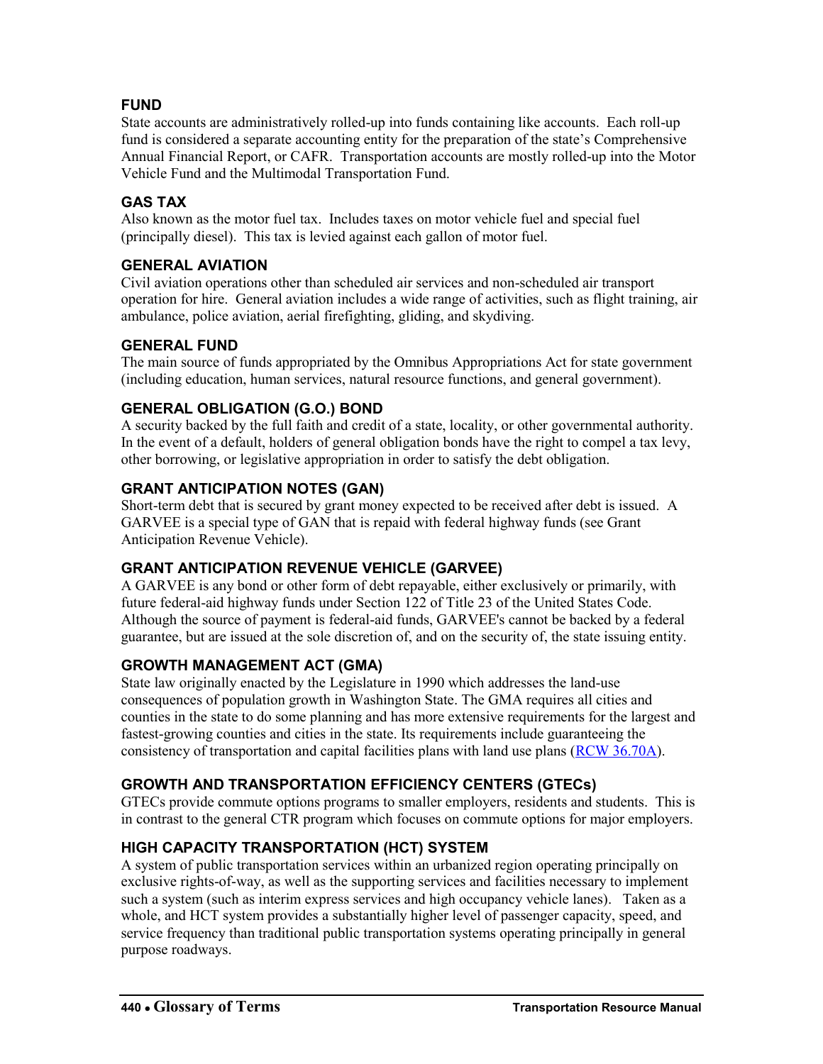### FUND

State accounts are administratively rolled-up into funds containing like accounts. Each roll-up fund is considered a separate accounting entity for the preparation of the state's Comprehensive Annual Financial Report, or CAFR. Transportation accounts are mostly rolled-up into the Motor Vehicle Fund and the Multimodal Transportation Fund.

### GAS TAX

Also known as the motor fuel tax. Includes taxes on motor vehicle fuel and special fuel (principally diesel). This tax is levied against each gallon of motor fuel.

### GENERAL AVIATION

Civil aviation operations other than scheduled air services and non-scheduled air transport operation for hire. General aviation includes a wide range of activities, such as flight training, air ambulance, police aviation, aerial firefighting, gliding, and skydiving.

### GENERAL FUND

The main source of funds appropriated by the Omnibus Appropriations Act for state government (including education, human services, natural resource functions, and general government).

### GENERAL OBLIGATION (G.O.) BOND

A security backed by the full faith and credit of a state, locality, or other governmental authority. In the event of a default, holders of general obligation bonds have the right to compel a tax levy, other borrowing, or legislative appropriation in order to satisfy the debt obligation.

### GRANT ANTICIPATION NOTES (GAN)

Short-term debt that is secured by grant money expected to be received after debt is issued. A GARVEE is a special type of GAN that is repaid with federal highway funds (see Grant Anticipation Revenue Vehicle).

### GRANT ANTICIPATION REVENUE VEHICLE (GARVEE)

A GARVEE is any bond or other form of debt repayable, either exclusively or primarily, with future federal-aid highway funds under Section 122 of Title 23 of the United States Code. Although the source of payment is federal-aid funds, GARVEE's cannot be backed by a federal guarantee, but are issued at the sole discretion of, and on the security of, the state issuing entity.

### GROWTH MANAGEMENT ACT (GMA)

State law originally enacted by the Legislature in 1990 which addresses the land-use consequences of population growth in Washington State. The GMA requires all cities and counties in the state to do some planning and has more extensive requirements for the largest and fastest-growing counties and cities in the state. Its requirements include guaranteeing the consistency of transportation and capital facilities plans with land use plans (RCW 36.70A).

### GROWTH AND TRANSPORTATION EFFICIENCY CENTERS (GTECs)

GTECs provide commute options programs to smaller employers, residents and students. This is in contrast to the general CTR program which focuses on commute options for major employers.

### HIGH CAPACITY TRANSPORTATION (HCT) SYSTEM

A system of public transportation services within an urbanized region operating principally on exclusive rights-of-way, as well as the supporting services and facilities necessary to implement such a system (such as interim express services and high occupancy vehicle lanes). Taken as a whole, and HCT system provides a substantially higher level of passenger capacity, speed, and service frequency than traditional public transportation systems operating principally in general purpose roadways.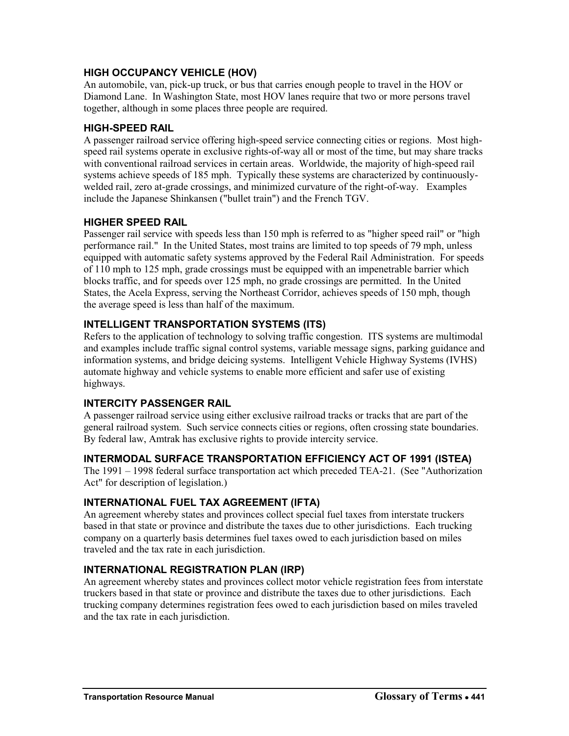### HIGH OCCUPANCY VEHICLE (HOV)

An automobile, van, pick-up truck, or bus that carries enough people to travel in the HOV or Diamond Lane. In Washington State, most HOV lanes require that two or more persons travel together, although in some places three people are required.

### HIGH-SPEED RAIL

A passenger railroad service offering high-speed service connecting cities or regions. Most high-speed rail systems operate in exclusive rights-of-way all or most of the time, but may share tracks with conventional railroad services in certain areas. Worldwide, the majority of high-speed rail systems achieve speeds of 185 mph. Typically these systems are characterized by continuously-welded rail, zero at-grade crossings, and minimized curvature of the right-of-way. Examples include the Japanese Shinkansen ("bullet train") and the French TGV.

### HIGHER SPEED RAIL

Passenger rail service with speeds less than 150 mph is referred to as "higher speed rail" or "high performance rail." In the United States, most trains are limited to top speeds of 79 mph, unless equipped with automatic safety systems approved by the Federal Rail Administration. For speeds of 110 mph to 125 mph, grade crossings must be equipped with an impenetrable barrier which blocks traffic, and for speeds over 125 mph, no grade crossings are permitted. In the United States, the Acela Express, serving the Northeast Corridor, achieves speeds of 150 mph, though the average speed is less than half of the maximum.

### INTELLIGENT TRANSPORTATION SYSTEMS (ITS)

Refers to the application of technology to solving traffic congestion. ITS systems are multimodal and examples include traffic signal control systems, variable message signs, parking guidance and information systems, and bridge deicing systems. Intelligent Vehicle Highway Systems (IVHS) automate highway and vehicle systems to enable more efficient and safer use of existing highways.

### INTERCITY PASSENGER RAIL

A passenger railroad service using either exclusive railroad tracks or tracks that are part of the general railroad system. Such service connects cities or regions, often crossing state boundaries. By federal law, Amtrak has exclusive rights to provide intercity service.

### INTERMODAL SURFACE TRANSPORTATION EFFICIENCY ACT OF 1991 (ISTEA)

The 1991 – 1998 federal surface transportation act which preceded TEA-21. (See "Authorization Act" for description of legislation.)

### INTERNATIONAL FUEL TAX AGREEMENT (IFTA)

An agreement whereby states and provinces collect special fuel taxes from interstate truckers based in that state or province and distribute the taxes due to other jurisdictions. Each trucking company on a quarterly basis determines fuel taxes owed to each jurisdiction based on miles traveled and the tax rate in each jurisdiction.

### INTERNATIONAL REGISTRATION PLAN (IRP)

An agreement whereby states and provinces collect motor vehicle registration fees from interstate truckers based in that state or province and distribute the taxes due to other jurisdictions. Each trucking company determines registration fees owed to each jurisdiction based on miles traveled and the tax rate in each jurisdiction.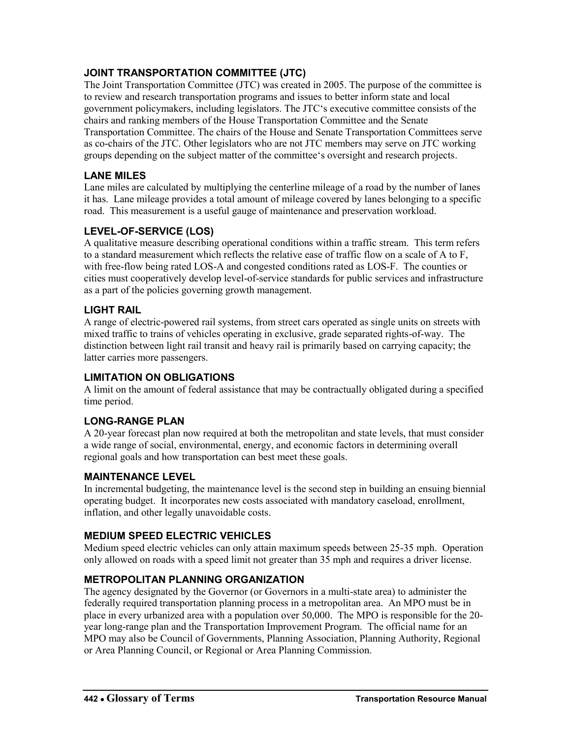### JOINT TRANSPORTATION COMMITTEE (JTC)

The Joint Transportation Committee (JTC) was created in 2005. The purpose of the committee is to review and research transportation programs and issues to better inform state and local government policymakers, including legislators. The JTC's executive committee consists of the chairs and ranking members of the House Transportation Committee and the Senate Transportation Committee. The chairs of the House and Senate Transportation Committees serve as co-chairs of the JTC. Other legislators who are not JTC members may serve on JTC working groups depending on the subject matter of the committee's oversight and research projects.

### LANE MILES

Lane miles are calculated by multiplying the centerline mileage of a road by the number of lanes it has. Lane mileage provides a total amount of mileage covered by lanes belonging to a specific road. This measurement is a useful gauge of maintenance and preservation workload.

### LEVEL-OF-SERVICE (LOS)

A qualitative measure describing operational conditions within a traffic stream. This term refers to a standard measurement which reflects the relative ease of traffic flow on a scale of A to F, with free-flow being rated LOS-A and congested conditions rated as LOS-F. The counties or cities must cooperatively develop level-of-service standards for public services and infrastructure as a part of the policies governing growth management.

### LIGHT RAIL

A range of electric-powered rail systems, from street cars operated as single units on streets with mixed traffic to trains of vehicles operating in exclusive, grade separated rights-of-way. The distinction between light rail transit and heavy rail is primarily based on carrying capacity; the latter carries more passengers.

### LIMITATION ON OBLIGATIONS

A limit on the amount of federal assistance that may be contractually obligated during a specified time period.

### LONG-RANGE PLAN

A 20-year forecast plan now required at both the metropolitan and state levels, that must consider a wide range of social, environmental, energy, and economic factors in determining overall regional goals and how transportation can best meet these goals.

### MAINTENANCE LEVEL

In incremental budgeting, the maintenance level is the second step in building an ensuing biennial operating budget. It incorporates new costs associated with mandatory caseload, enrollment, inflation, and other legally unavoidable costs.

### MEDIUM SPEED ELECTRIC VEHICLES

Medium speed electric vehicles can only attain maximum speeds between 25-35 mph. Operation only allowed on roads with a speed limit not greater than 35 mph and requires a driver license.

### METROPOLITAN PLANNING ORGANIZATION

The agency designated by the Governor (or Governors in a multi-state area) to administer the federally required transportation planning process in a metropolitan area. An MPO must be in place in every urbanized area with a population over 50,000. The MPO is responsible for the 20-year long-range plan and the Transportation Improvement Program. The official name for an MPO may also be Council of Governments, Planning Association, Planning Authority, Regional or Area Planning Council, or Regional or Area Planning Commission.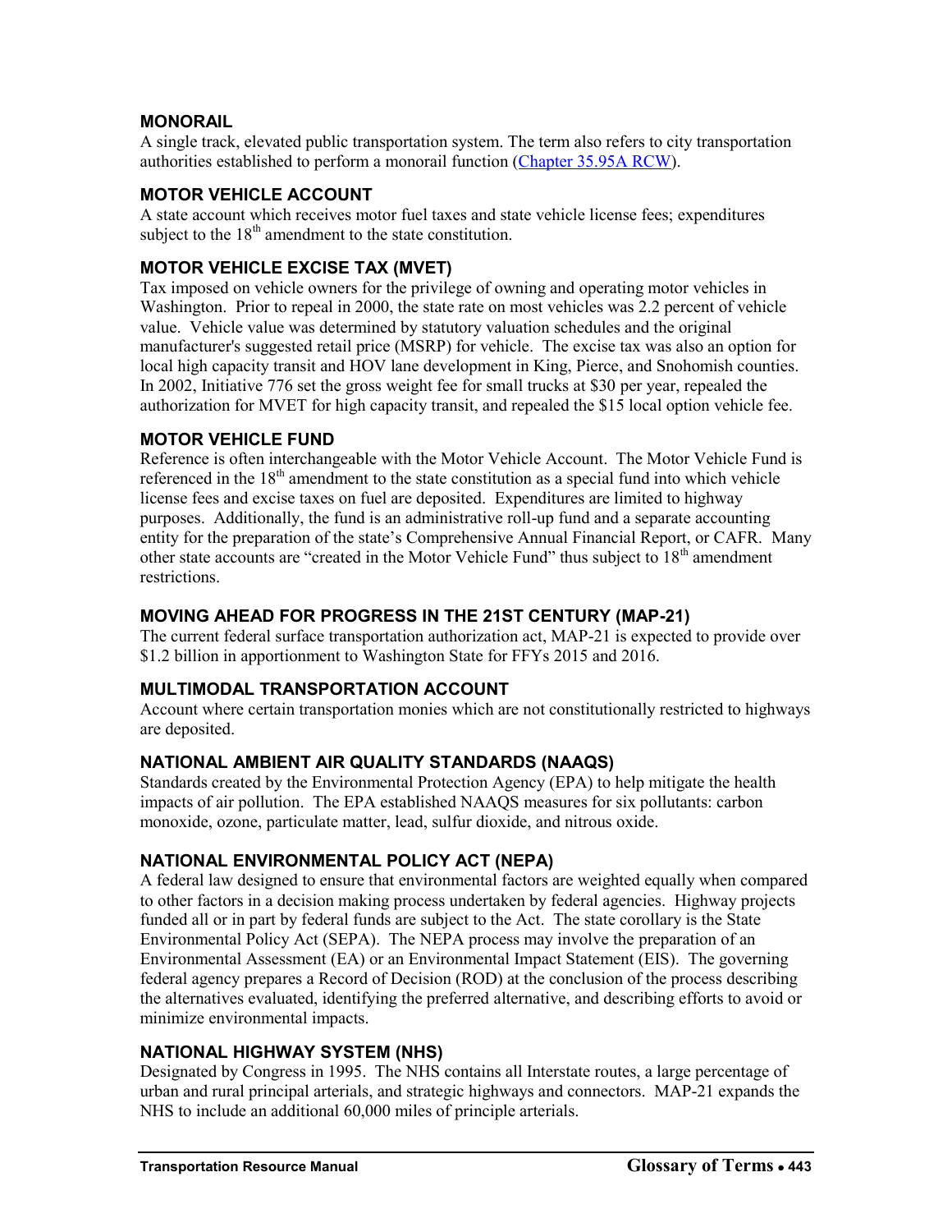### MONORAIL

A single track, elevated public transportation system. The term also refers to city transportation authorities established to perform a monorail function (Chapter 35.95A RCW).

### MOTOR VEHICLE ACCOUNT

A state account which receives motor fuel taxes and state vehicle license fees; expenditures subject to the 18th amendment to the state constitution.

### MOTOR VEHICLE EXCISE TAX (MVET)

Tax imposed on vehicle owners for the privilege of owning and operating motor vehicles in Washington. Prior to repeal in 2000, the state rate on most vehicles was 2.2 percent of vehicle value. Vehicle value was determined by statutory valuation schedules and the original manufacturer's suggested retail price (MSRP) for vehicle. The excise tax was also an option for local high capacity transit and HOV lane development in King, Pierce, and Snohomish counties. In 2002, Initiative 776 set the gross weight fee for small trucks at $30 per year, repealed the authorization for MVET for high capacity transit, and repealed the $15 local option vehicle fee.

### MOTOR VEHICLE FUND

Reference is often interchangeable with the Motor Vehicle Account. The Motor Vehicle Fund is referenced in the 18th amendment to the state constitution as a special fund into which vehicle license fees and excise taxes on fuel are deposited. Expenditures are limited to highway purposes. Additionally, the fund is an administrative roll-up fund and a separate accounting entity for the preparation of the state's Comprehensive Annual Financial Report, or CAFR. Many other state accounts are "created in the Motor Vehicle Fund" thus subject to 18th amendment restrictions.

### MOVING AHEAD FOR PROGRESS IN THE 21ST CENTURY (MAP-21)

The current federal surface transportation authorization act, MAP-21 is expected to provide over $1.2 billion in apportionment to Washington State for FFYs 2015 and 2016.

### MULTIMODAL TRANSPORTATION ACCOUNT

Account where certain transportation monies which are not constitutionally restricted to highways are deposited.

### NATIONAL AMBIENT AIR QUALITY STANDARDS (NAAQS)

Standards created by the Environmental Protection Agency (EPA) to help mitigate the health impacts of air pollution. The EPA established NAAQS measures for six pollutants: carbon monoxide, ozone, particulate matter, lead, sulfur dioxide, and nitrous oxide.

### NATIONAL ENVIRONMENTAL POLICY ACT (NEPA)

A federal law designed to ensure that environmental factors are weighted equally when compared to other factors in a decision making process undertaken by federal agencies. Highway projects funded all or in part by federal funds are subject to the Act. The state corollary is the State Environmental Policy Act (SEPA). The NEPA process may involve the preparation of an Environmental Assessment (EA) or an Environmental Impact Statement (EIS). The governing federal agency prepares a Record of Decision (ROD) at the conclusion of the process describing the alternatives evaluated, identifying the preferred alternative, and describing efforts to avoid or minimize environmental impacts.

### NATIONAL HIGHWAY SYSTEM (NHS)

Designated by Congress in 1995. The NHS contains all Interstate routes, a large percentage of urban and rural principal arterials, and strategic highways and connectors. MAP-21 expands the NHS to include an additional 60,000 miles of principle arterials.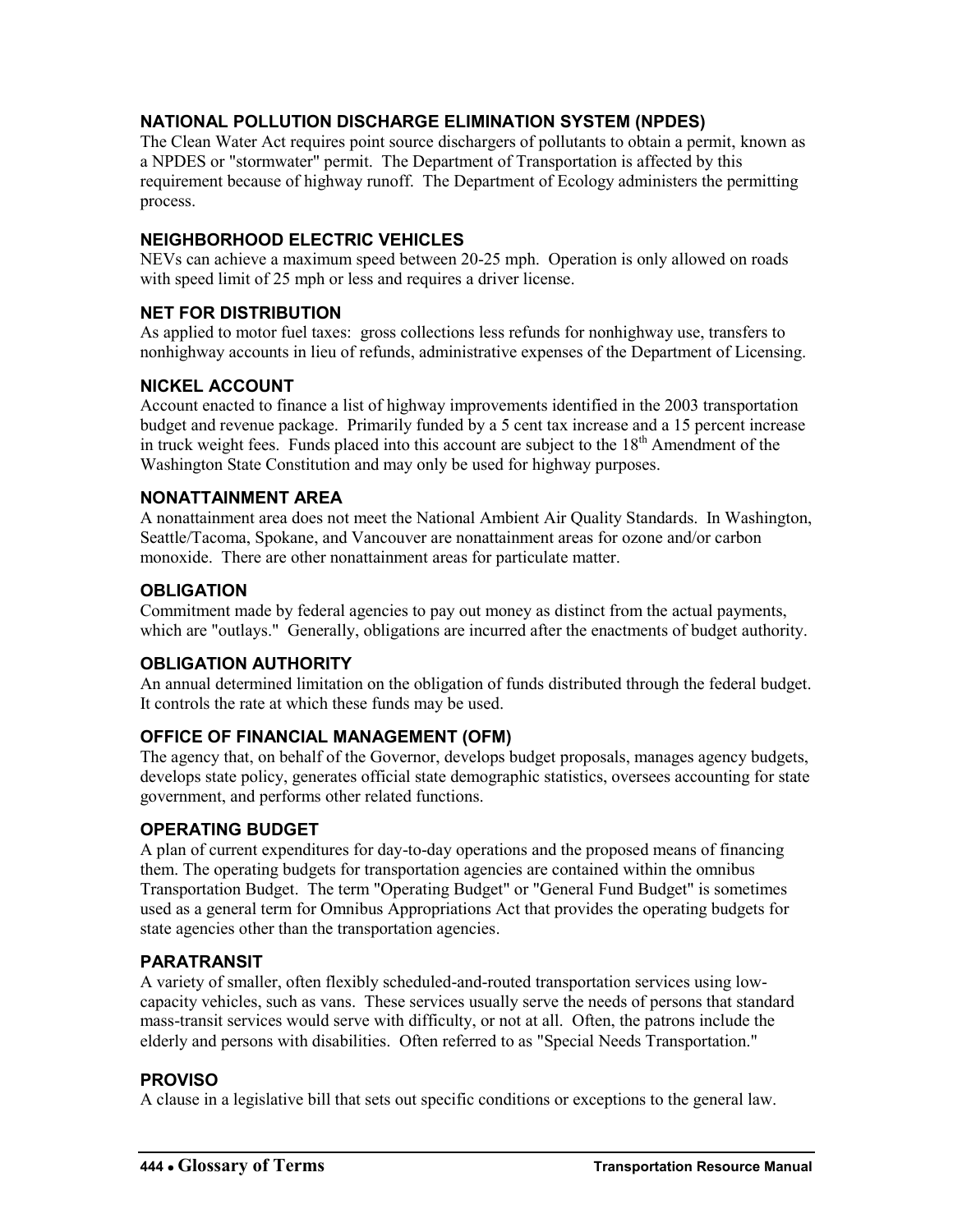### NATIONAL POLLUTION DISCHARGE ELIMINATION SYSTEM (NPDES)

The Clean Water Act requires point source dischargers of pollutants to obtain a permit, known as a NPDES or "stormwater" permit. The Department of Transportation is affected by this requirement because of highway runoff. The Department of Ecology administers the permitting process.

### NEIGHBORHOOD ELECTRIC VEHICLES

NEVs can achieve a maximum speed between 20-25 mph. Operation is only allowed on roads with speed limit of 25 mph or less and requires a driver license.

### NET FOR DISTRIBUTION

As applied to motor fuel taxes: gross collections less refunds for nonhighway use, transfers to nonhighway accounts in lieu of refunds, administrative expenses of the Department of Licensing.

### NICKEL ACCOUNT

Account enacted to finance a list of highway improvements identified in the 2003 transportation budget and revenue package. Primarily funded by a 5 cent tax increase and a 15 percent increase in truck weight fees. Funds placed into this account are subject to the 18th Amendment of the Washington State Constitution and may only be used for highway purposes.

### NONATTAINMENT AREA

A nonattainment area does not meet the National Ambient Air Quality Standards. In Washington, Seattle/Tacoma, Spokane, and Vancouver are nonattainment areas for ozone and/or carbon monoxide. There are other nonattainment areas for particulate matter.

### OBLIGATION

Commitment made by federal agencies to pay out money as distinct from the actual payments, which are "outlays." Generally, obligations are incurred after the enactments of budget authority.

### OBLIGATION AUTHORITY

An annual determined limitation on the obligation of funds distributed through the federal budget. It controls the rate at which these funds may be used.

### OFFICE OF FINANCIAL MANAGEMENT (OFM)

The agency that, on behalf of the Governor, develops budget proposals, manages agency budgets, develops state policy, generates official state demographic statistics, oversees accounting for state government, and performs other related functions.

### OPERATING BUDGET

A plan of current expenditures for day-to-day operations and the proposed means of financing them. The operating budgets for transportation agencies are contained within the omnibus Transportation Budget. The term "Operating Budget" or "General Fund Budget" is sometimes used as a general term for Omnibus Appropriations Act that provides the operating budgets for state agencies other than the transportation agencies.

### PARATRANSIT

A variety of smaller, often flexibly scheduled-and-routed transportation services using low-capacity vehicles, such as vans. These services usually serve the needs of persons that standard mass-transit services would serve with difficulty, or not at all. Often, the patrons include the elderly and persons with disabilities. Often referred to as "Special Needs Transportation."

### PROVISO

A clause in a legislative bill that sets out specific conditions or exceptions to the general law.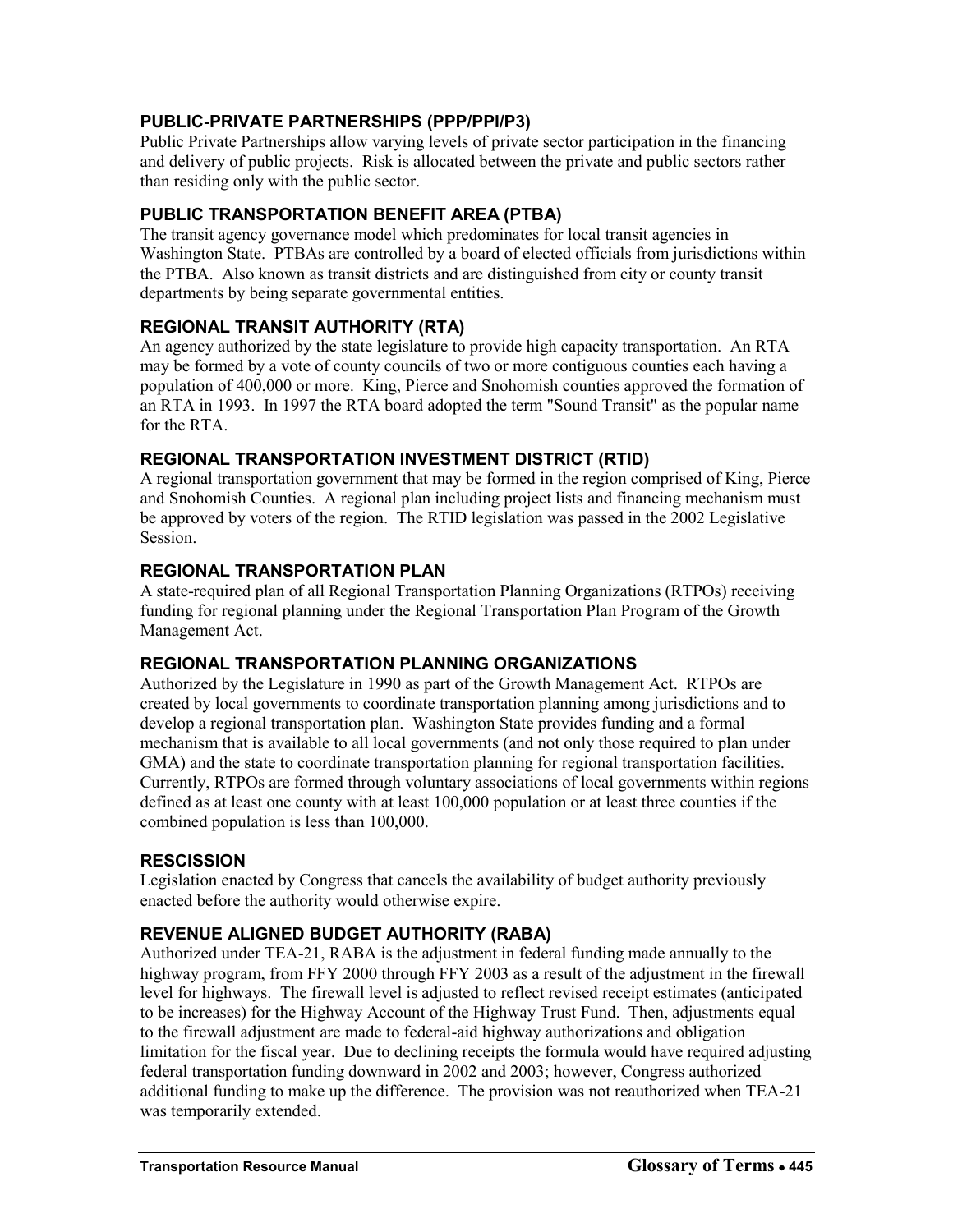### PUBLIC-PRIVATE PARTNERSHIPS (PPP/PPI/P3)

Public Private Partnerships allow varying levels of private sector participation in the financing and delivery of public projects. Risk is allocated between the private and public sectors rather than residing only with the public sector.

### PUBLIC TRANSPORTATION BENEFIT AREA (PTBA)

The transit agency governance model which predominates for local transit agencies in Washington State. PTBAs are controlled by a board of elected officials from jurisdictions within the PTBA. Also known as transit districts and are distinguished from city or county transit departments by being separate governmental entities.

### REGIONAL TRANSIT AUTHORITY (RTA)

An agency authorized by the state legislature to provide high capacity transportation. An RTA may be formed by a vote of county councils of two or more contiguous counties each having a population of 400,000 or more. King, Pierce and Snohomish counties approved the formation of an RTA in 1993. In 1997 the RTA board adopted the term "Sound Transit" as the popular name for the RTA.

### REGIONAL TRANSPORTATION INVESTMENT DISTRICT (RTID)

A regional transportation government that may be formed in the region comprised of King, Pierce and Snohomish Counties. A regional plan including project lists and financing mechanism must be approved by voters of the region. The RTID legislation was passed in the 2002 Legislative Session.

### REGIONAL TRANSPORTATION PLAN

A state-required plan of all Regional Transportation Planning Organizations (RTPOs) receiving funding for regional planning under the Regional Transportation Plan Program of the Growth Management Act.

### REGIONAL TRANSPORTATION PLANNING ORGANIZATIONS

Authorized by the Legislature in 1990 as part of the Growth Management Act. RTPOs are created by local governments to coordinate transportation planning among jurisdictions and to develop a regional transportation plan. Washington State provides funding and a formal mechanism that is available to all local governments (and not only those required to plan under GMA) and the state to coordinate transportation planning for regional transportation facilities. Currently, RTPOs are formed through voluntary associations of local governments within regions defined as at least one county with at least 100,000 population or at least three counties if the combined population is less than 100,000.

### RESCISSION

Legislation enacted by Congress that cancels the availability of budget authority previously enacted before the authority would otherwise expire.

### REVENUE ALIGNED BUDGET AUTHORITY (RABA)

Authorized under TEA-21, RABA is the adjustment in federal funding made annually to the highway program, from FFY 2000 through FFY 2003 as a result of the adjustment in the firewall level for highways. The firewall level is adjusted to reflect revised receipt estimates (anticipated to be increases) for the Highway Account of the Highway Trust Fund. Then, adjustments equal to the firewall adjustment are made to federal-aid highway authorizations and obligation limitation for the fiscal year. Due to declining receipts the formula would have required adjusting federal transportation funding downward in 2002 and 2003; however, Congress authorized additional funding to make up the difference. The provision was not reauthorized when TEA-21 was temporarily extended.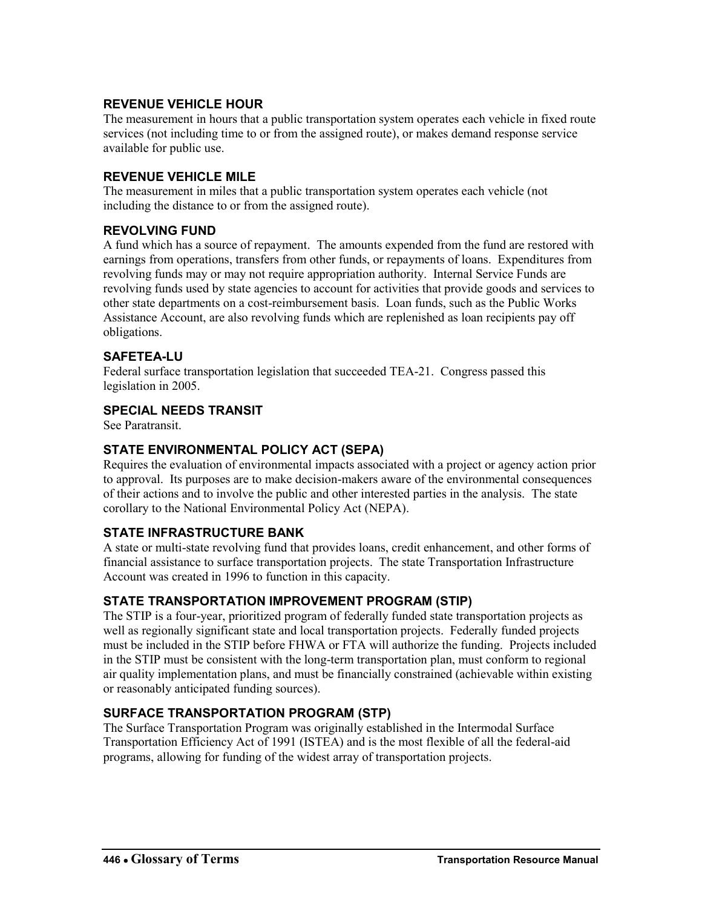### REVENUE VEHICLE HOUR

The measurement in hours that a public transportation system operates each vehicle in fixed route services (not including time to or from the assigned route), or makes demand response service available for public use.

### REVENUE VEHICLE MILE

The measurement in miles that a public transportation system operates each vehicle (not including the distance to or from the assigned route).

### REVOLVING FUND

A fund which has a source of repayment. The amounts expended from the fund are restored with earnings from operations, transfers from other funds, or repayments of loans. Expenditures from revolving funds may or may not require appropriation authority. Internal Service Funds are revolving funds used by state agencies to account for activities that provide goods and services to other state departments on a cost-reimbursement basis. Loan funds, such as the Public Works Assistance Account, are also revolving funds which are replenished as loan recipients pay off obligations.

### SAFETEA-LU

Federal surface transportation legislation that succeeded TEA-21. Congress passed this legislation in 2005.

### SPECIAL NEEDS TRANSIT

See Paratransit.

### STATE ENVIRONMENTAL POLICY ACT (SEPA)

Requires the evaluation of environmental impacts associated with a project or agency action prior to approval. Its purposes are to make decision-makers aware of the environmental consequences of their actions and to involve the public and other interested parties in the analysis. The state corollary to the National Environmental Policy Act (NEPA).

### STATE INFRASTRUCTURE BANK

A state or multi-state revolving fund that provides loans, credit enhancement, and other forms of financial assistance to surface transportation projects. The state Transportation Infrastructure Account was created in 1996 to function in this capacity.

### STATE TRANSPORTATION IMPROVEMENT PROGRAM (STIP)

The STIP is a four-year, prioritized program of federally funded state transportation projects as well as regionally significant state and local transportation projects. Federally funded projects must be included in the STIP before FHWA or FTA will authorize the funding. Projects included in the STIP must be consistent with the long-term transportation plan, must conform to regional air quality implementation plans, and must be financially constrained (achievable within existing or reasonably anticipated funding sources).

### SURFACE TRANSPORTATION PROGRAM (STP)

The Surface Transportation Program was originally established in the Intermodal Surface Transportation Efficiency Act of 1991 (ISTEA) and is the most flexible of all the federal-aid programs, allowing for funding of the widest array of transportation projects.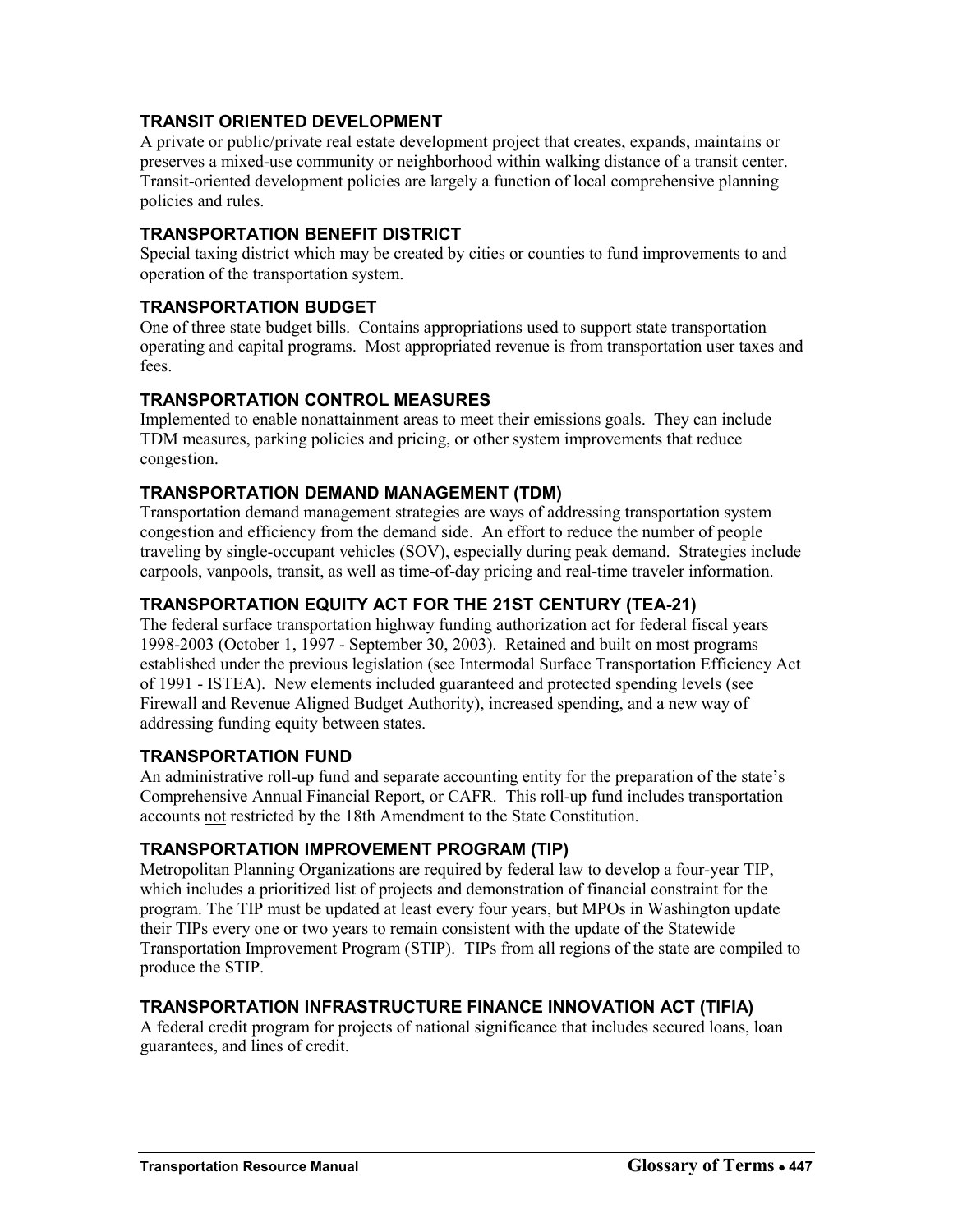### TRANSIT ORIENTED DEVELOPMENT

A private or public/private real estate development project that creates, expands, maintains or preserves a mixed-use community or neighborhood within walking distance of a transit center. Transit-oriented development policies are largely a function of local comprehensive planning policies and rules.

### TRANSPORTATION BENEFIT DISTRICT

Special taxing district which may be created by cities or counties to fund improvements to and operation of the transportation system.

### TRANSPORTATION BUDGET

One of three state budget bills. Contains appropriations used to support state transportation operating and capital programs. Most appropriated revenue is from transportation user taxes and fees.

### TRANSPORTATION CONTROL MEASURES

Implemented to enable nonattainment areas to meet their emissions goals. They can include TDM measures, parking policies and pricing, or other system improvements that reduce congestion.

### TRANSPORTATION DEMAND MANAGEMENT (TDM)

Transportation demand management strategies are ways of addressing transportation system congestion and efficiency from the demand side. An effort to reduce the number of people traveling by single-occupant vehicles (SOV), especially during peak demand. Strategies include carpools, vanpools, transit, as well as time-of-day pricing and real-time traveler information.

### TRANSPORTATION EQUITY ACT FOR THE 21ST CENTURY (TEA-21)

The federal surface transportation highway funding authorization act for federal fiscal years 1998-2003 (October 1, 1997 - September 30, 2003). Retained and built on most programs established under the previous legislation (see Intermodal Surface Transportation Efficiency Act of 1991 - ISTEA). New elements included guaranteed and protected spending levels (see Firewall and Revenue Aligned Budget Authority), increased spending, and a new way of addressing funding equity between states.

### TRANSPORTATION FUND

An administrative roll-up fund and separate accounting entity for the preparation of the state's Comprehensive Annual Financial Report, or CAFR. This roll-up fund includes transportation accounts not restricted by the 18th Amendment to the State Constitution.

### TRANSPORTATION IMPROVEMENT PROGRAM (TIP)

Metropolitan Planning Organizations are required by federal law to develop a four-year TIP, which includes a prioritized list of projects and demonstration of financial constraint for the program. The TIP must be updated at least every four years, but MPOs in Washington update their TIPs every one or two years to remain consistent with the update of the Statewide Transportation Improvement Program (STIP). TIPs from all regions of the state are compiled to produce the STIP.

### TRANSPORTATION INFRASTRUCTURE FINANCE INNOVATION ACT (TIFIA)

A federal credit program for projects of national significance that includes secured loans, loan guarantees, and lines of credit.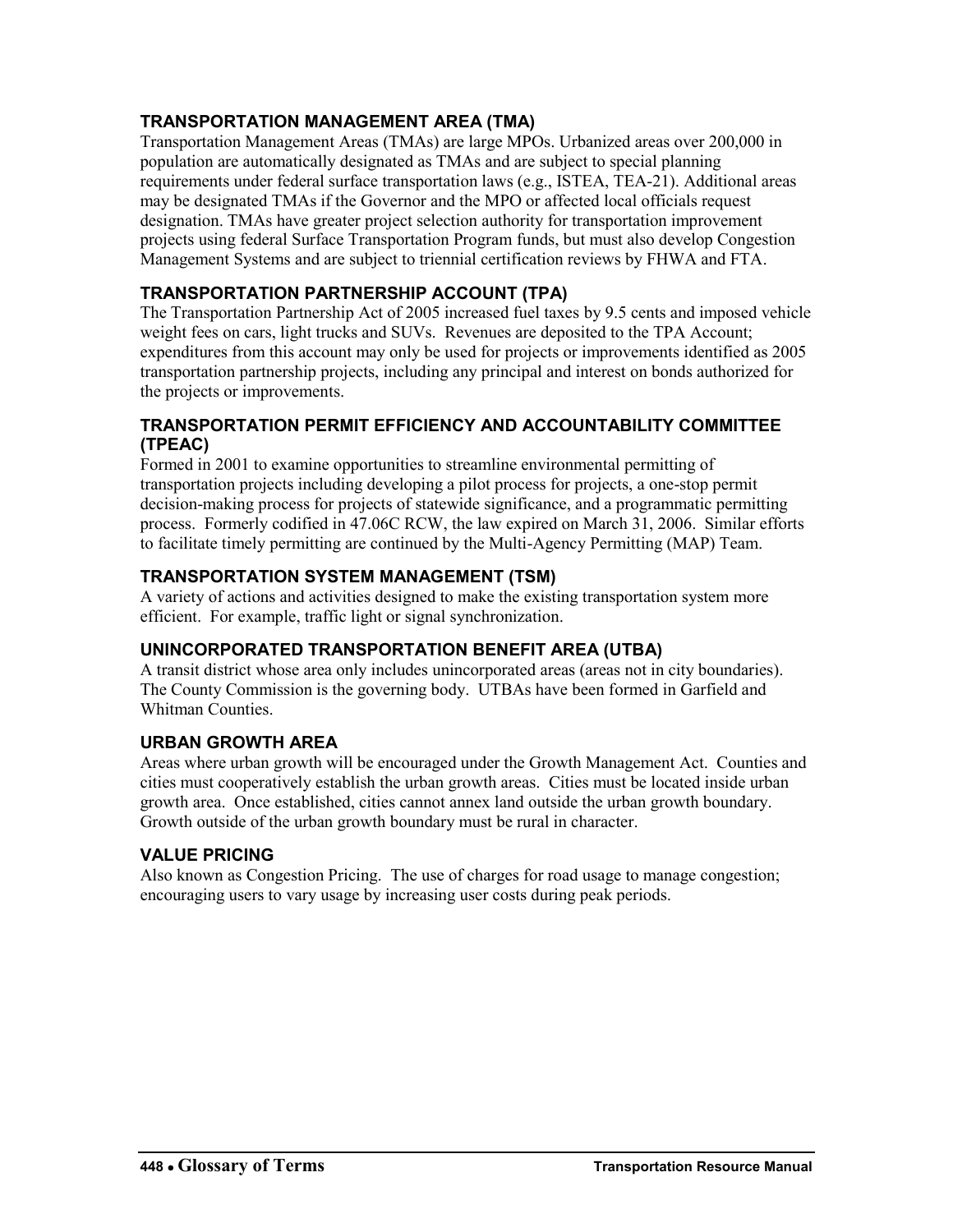### TRANSPORTATION MANAGEMENT AREA (TMA)

Transportation Management Areas (TMAs) are large MPOs. Urbanized areas over 200,000 in population are automatically designated as TMAs and are subject to special planning requirements under federal surface transportation laws (e.g., ISTEA, TEA-21). Additional areas may be designated TMAs if the Governor and the MPO or affected local officials request designation. TMAs have greater project selection authority for transportation improvement projects using federal Surface Transportation Program funds, but must also develop Congestion Management Systems and are subject to triennial certification reviews by FHWA and FTA.

### TRANSPORTATION PARTNERSHIP ACCOUNT (TPA)

The Transportation Partnership Act of 2005 increased fuel taxes by 9.5 cents and imposed vehicle weight fees on cars, light trucks and SUVs. Revenues are deposited to the TPA Account; expenditures from this account may only be used for projects or improvements identified as 2005 transportation partnership projects, including any principal and interest on bonds authorized for the projects or improvements.

### TRANSPORTATION PERMIT EFFICIENCY AND ACCOUNTABILITY COMMITTEE (TPEAC)

Formed in 2001 to examine opportunities to streamline environmental permitting of transportation projects including developing a pilot process for projects, a one-stop permit decision-making process for projects of statewide significance, and a programmatic permitting process. Formerly codified in 47.06C RCW, the law expired on March 31, 2006. Similar efforts to facilitate timely permitting are continued by the Multi-Agency Permitting (MAP) Team.

### TRANSPORTATION SYSTEM MANAGEMENT (TSM)

A variety of actions and activities designed to make the existing transportation system more efficient. For example, traffic light or signal synchronization.

### UNINCORPORATED TRANSPORTATION BENEFIT AREA (UTBA)

A transit district whose area only includes unincorporated areas (areas not in city boundaries). The County Commission is the governing body. UTBAs have been formed in Garfield and Whitman Counties.

### URBAN GROWTH AREA

Areas where urban growth will be encouraged under the Growth Management Act. Counties and cities must cooperatively establish the urban growth areas. Cities must be located inside urban growth area. Once established, cities cannot annex land outside the urban growth boundary. Growth outside of the urban growth boundary must be rural in character.

### VALUE PRICING

Also known as Congestion Pricing. The use of charges for road usage to manage congestion; encouraging users to vary usage by increasing user costs during peak periods.